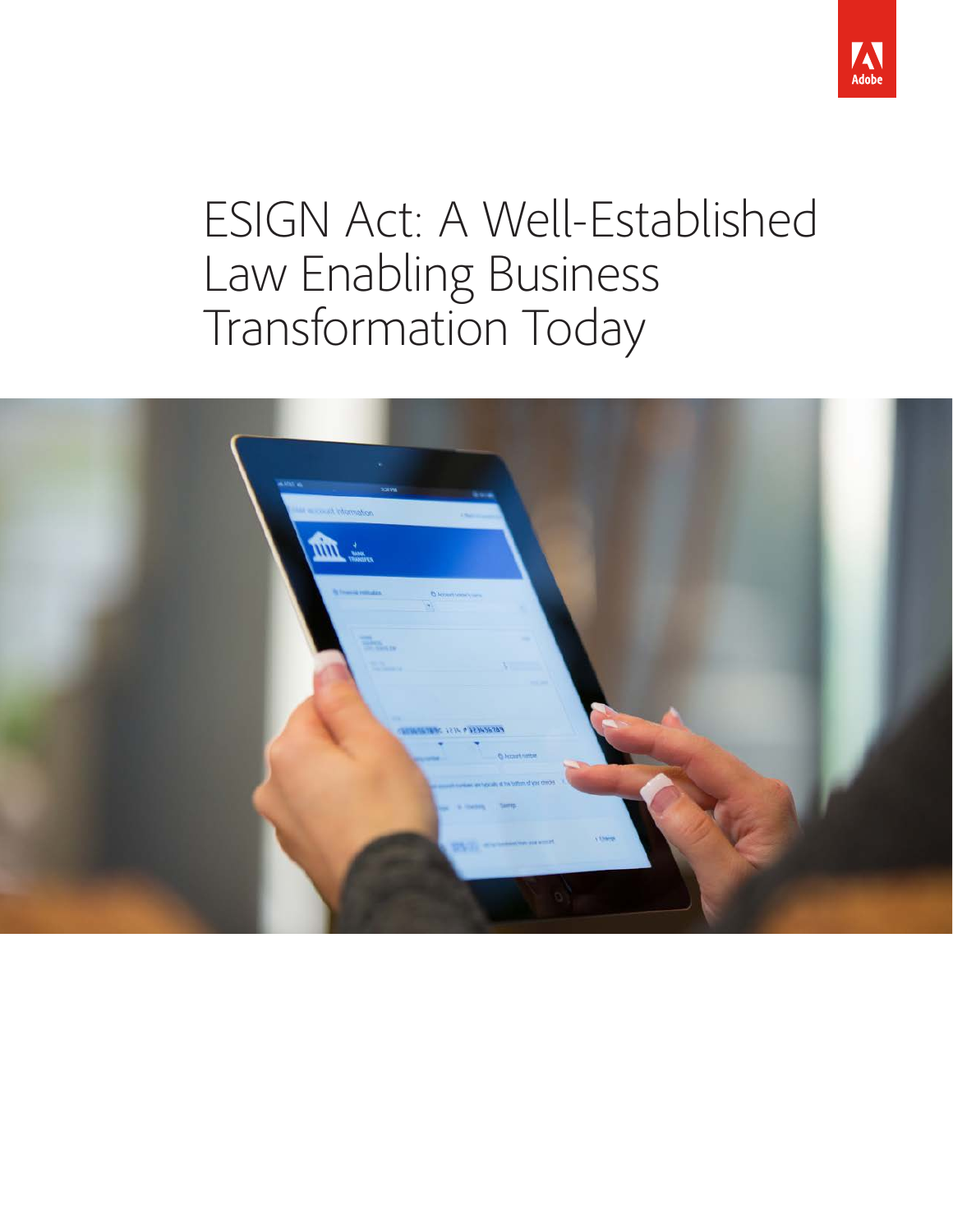# ESIGN Act: A Well-Established Law Enabling Business Transformation Today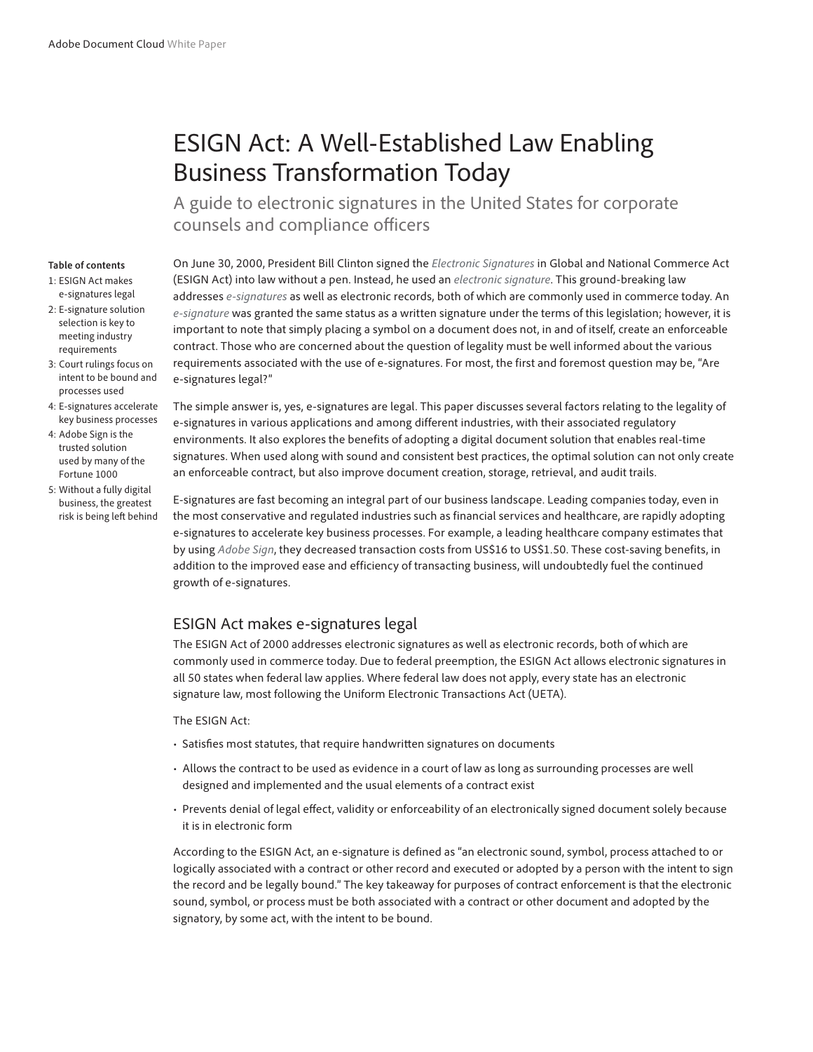# ESIGN Act: A Well-Established Law Enabling Business Transformation Today

## A guide to electronic signatures in the United States for corporate counsels and compliance officers

**Table of contents**

1: ESIGN Act makes e-signatures legal
2: E-signature solution selection is key to meeting industry requirements
3: Court rulings focus on intent to be bound and processes used
4: E-signatures accelerate key business processes
4: Adobe Sign is the trusted solution used by many of the Fortune 1000
5: Without a fully digital business, the greatest risk is being left behind

On June 30, 2000, President Bill Clinton signed the *Electronic Signatures* in Global and National Commerce Act (ESIGN Act) into law without a pen. Instead, he used an *electronic signature*. This ground-breaking law addresses *e-signatures* as well as electronic records, both of which are commonly used in commerce today. An *e-signature* was granted the same status as a written signature under the terms of this legislation; however, it is important to note that simply placing a symbol on a document does not, in and of itself, create an enforceable contract. Those who are concerned about the question of legality must be well informed about the various requirements associated with the use of e-signatures. For most, the first and foremost question may be, "Are e-signatures legal?"

The simple answer is, yes, e-signatures are legal. This paper discusses several factors relating to the legality of e-signatures in various applications and among different industries, with their associated regulatory environments. It also explores the benefits of adopting a digital document solution that enables real-time signatures. When used along with sound and consistent best practices, the optimal solution can not only create an enforceable contract, but also improve document creation, storage, retrieval, and audit trails.

E-signatures are fast becoming an integral part of our business landscape. Leading companies today, even in the most conservative and regulated industries such as financial services and healthcare, are rapidly adopting e-signatures to accelerate key business processes. For example, a leading healthcare company estimates that by using *Adobe Sign*, they decreased transaction costs from US$16 to US$1.50. These cost-saving benefits, in addition to the improved ease and efficiency of transacting business, will undoubtedly fuel the continued growth of e-signatures.

### ESIGN Act makes e-signatures legal

The ESIGN Act of 2000 addresses electronic signatures as well as electronic records, both of which are commonly used in commerce today. Due to federal preemption, the ESIGN Act allows electronic signatures in all 50 states when federal law applies. Where federal law does not apply, every state has an electronic signature law, most following the Uniform Electronic Transactions Act (UETA).

The ESIGN Act:

- Satisfies most statutes, that require handwritten signatures on documents
- Allows the contract to be used as evidence in a court of law as long as surrounding processes are well designed and implemented and the usual elements of a contract exist
- Prevents denial of legal effect, validity or enforceability of an electronically signed document solely because it is in electronic form

According to the ESIGN Act, an e-signature is defined as "an electronic sound, symbol, process attached to or logically associated with a contract or other record and executed or adopted by a person with the intent to sign the record and be legally bound." The key takeaway for purposes of contract enforcement is that the electronic sound, symbol, or process must be both associated with a contract or other document and adopted by the signatory, by some act, with the intent to be bound.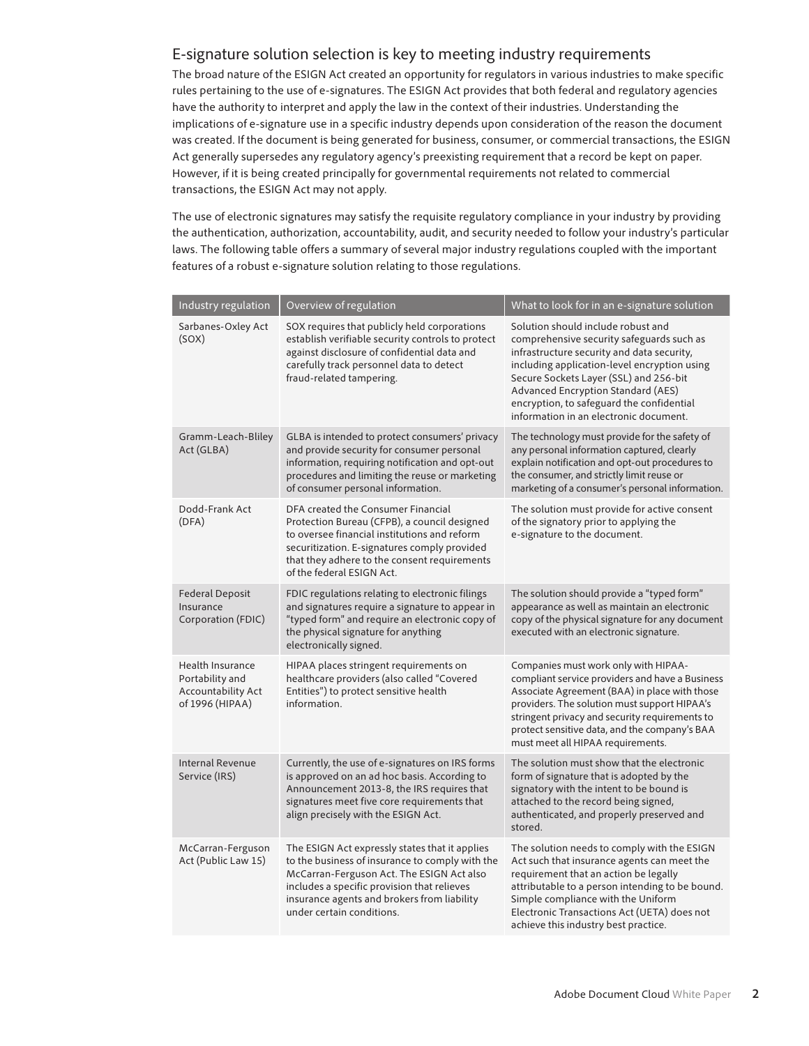## E-signature solution selection is key to meeting industry requirements

The broad nature of the ESIGN Act created an opportunity for regulators in various industries to make specific rules pertaining to the use of e-signatures. The ESIGN Act provides that both federal and regulatory agencies have the authority to interpret and apply the law in the context of their industries. Understanding the implications of e-signature use in a specific industry depends upon consideration of the reason the document was created. If the document is being generated for business, consumer, or commercial transactions, the ESIGN Act generally supersedes any regulatory agency's preexisting requirement that a record be kept on paper. However, if it is being created principally for governmental requirements not related to commercial transactions, the ESIGN Act may not apply.

The use of electronic signatures may satisfy the requisite regulatory compliance in your industry by providing the authentication, authorization, accountability, audit, and security needed to follow your industry's particular laws. The following table offers a summary of several major industry regulations coupled with the important features of a robust e-signature solution relating to those regulations.

| Industry regulation | Overview of regulation | What to look for in an e-signature solution |
|---|---|---|
| Sarbanes-Oxley Act (SOX) | SOX requires that publicly held corporations establish verifiable security controls to protect against disclosure of confidential data and carefully track personnel data to detect fraud-related tampering. | Solution should include robust and comprehensive security safeguards such as infrastructure security and data security, including application-level encryption using Secure Sockets Layer (SSL) and 256-bit Advanced Encryption Standard (AES) encryption, to safeguard the confidential information in an electronic document. |
| Gramm-Leach-Bliley Act (GLBA) | GLBA is intended to protect consumers' privacy and provide security for consumer personal information, requiring notification and opt-out procedures and limiting the reuse or marketing of consumer personal information. | The technology must provide for the safety of any personal information captured, clearly explain notification and opt-out procedures to the consumer, and strictly limit reuse or marketing of a consumer's personal information. |
| Dodd-Frank Act (DFA) | DFA created the Consumer Financial Protection Bureau (CFPB), a council designed to oversee financial institutions and reform securitization. E-signatures comply provided that they adhere to the consent requirements of the federal ESIGN Act. | The solution must provide for active consent of the signatory prior to applying the e-signature to the document. |
| Federal Deposit Insurance Corporation (FDIC) | FDIC regulations relating to electronic filings and signatures require a signature to appear in "typed form" and require an electronic copy of the physical signature for anything electronically signed. | The solution should provide a "typed form" appearance as well as maintain an electronic copy of the physical signature for any document executed with an electronic signature. |
| Health Insurance Portability and Accountability Act of 1996 (HIPAA) | HIPAA places stringent requirements on healthcare providers (also called "Covered Entities") to protect sensitive health information. | Companies must work only with HIPAA-compliant service providers and have a Business Associate Agreement (BAA) in place with those providers. The solution must support HIPAA's stringent privacy and security requirements to protect sensitive data, and the company's BAA must meet all HIPAA requirements. |
| Internal Revenue Service (IRS) | Currently, the use of e-signatures on IRS forms is approved on an ad hoc basis. According to Announcement 2013-8, the IRS requires that signatures meet five core requirements that align precisely with the ESIGN Act. | The solution must show that the electronic form of signature that is adopted by the signatory with the intent to be bound is attached to the record being signed, authenticated, and properly preserved and stored. |
| McCarran-Ferguson Act (Public Law 15) | The ESIGN Act expressly states that it applies to the business of insurance to comply with the McCarran-Ferguson Act. The ESIGN Act also includes a specific provision that relieves insurance agents and brokers from liability under certain conditions. | The solution needs to comply with the ESIGN Act such that insurance agents can meet the requirement that an action be legally attributable to a person intending to be bound. Simple compliance with the Uniform Electronic Transactions Act (UETA) does not achieve this industry best practice. |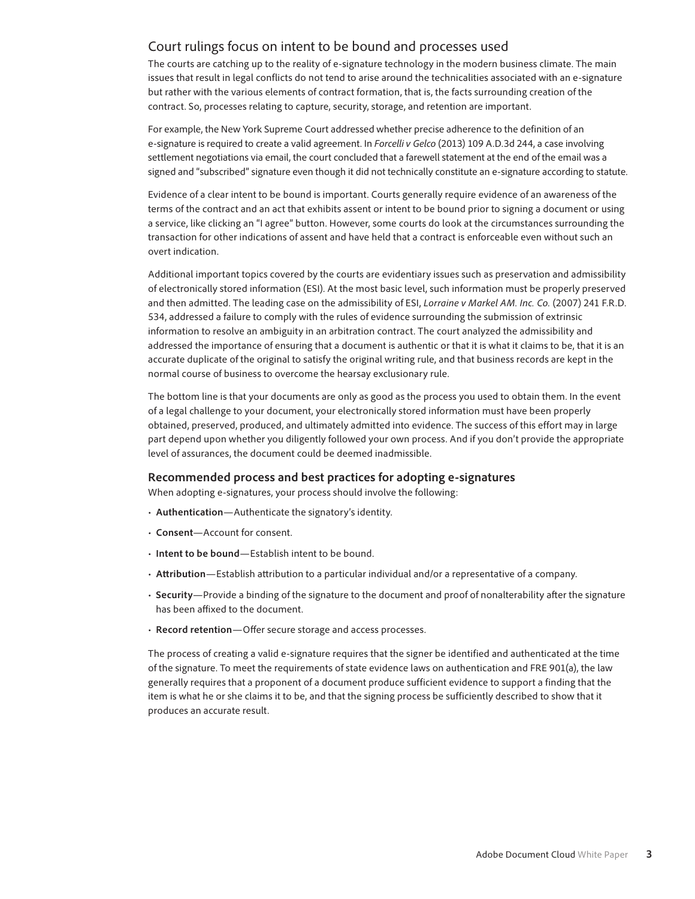## Court rulings focus on intent to be bound and processes used

The courts are catching up to the reality of e-signature technology in the modern business climate. The main issues that result in legal conflicts do not tend to arise around the technicalities associated with an e-signature but rather with the various elements of contract formation, that is, the facts surrounding creation of the contract. So, processes relating to capture, security, storage, and retention are important.

For example, the New York Supreme Court addressed whether precise adherence to the definition of an e-signature is required to create a valid agreement. In *Forcelli v Gelco* (2013) 109 A.D.3d 244, a case involving settlement negotiations via email, the court concluded that a farewell statement at the end of the email was a signed and "subscribed" signature even though it did not technically constitute an e-signature according to statute.

Evidence of a clear intent to be bound is important. Courts generally require evidence of an awareness of the terms of the contract and an act that exhibits assent or intent to be bound prior to signing a document or using a service, like clicking an "I agree" button. However, some courts do look at the circumstances surrounding the transaction for other indications of assent and have held that a contract is enforceable even without such an overt indication.

Additional important topics covered by the courts are evidentiary issues such as preservation and admissibility of electronically stored information (ESI). At the most basic level, such information must be properly preserved and then admitted. The leading case on the admissibility of ESI, *Lorraine v Markel AM. Inc. Co.* (2007) 241 F.R.D. 534, addressed a failure to comply with the rules of evidence surrounding the submission of extrinsic information to resolve an ambiguity in an arbitration contract. The court analyzed the admissibility and addressed the importance of ensuring that a document is authentic or that it is what it claims to be, that it is an accurate duplicate of the original to satisfy the original writing rule, and that business records are kept in the normal course of business to overcome the hearsay exclusionary rule.

The bottom line is that your documents are only as good as the process you used to obtain them. In the event of a legal challenge to your document, your electronically stored information must have been properly obtained, preserved, produced, and ultimately admitted into evidence. The success of this effort may in large part depend upon whether you diligently followed your own process. And if you don't provide the appropriate level of assurances, the document could be deemed inadmissible.

### Recommended process and best practices for adopting e-signatures

When adopting e-signatures, your process should involve the following:

- **Authentication**—Authenticate the signatory's identity.
- **Consent**—Account for consent.
- **Intent to be bound**—Establish intent to be bound.
- **Attribution**—Establish attribution to a particular individual and/or a representative of a company.
- **Security**—Provide a binding of the signature to the document and proof of nonalterability after the signature has been affixed to the document.
- **Record retention**—Offer secure storage and access processes.

The process of creating a valid e-signature requires that the signer be identified and authenticated at the time of the signature. To meet the requirements of state evidence laws on authentication and FRE 901(a), the law generally requires that a proponent of a document produce sufficient evidence to support a finding that the item is what he or she claims it to be, and that the signing process be sufficiently described to show that it produces an accurate result.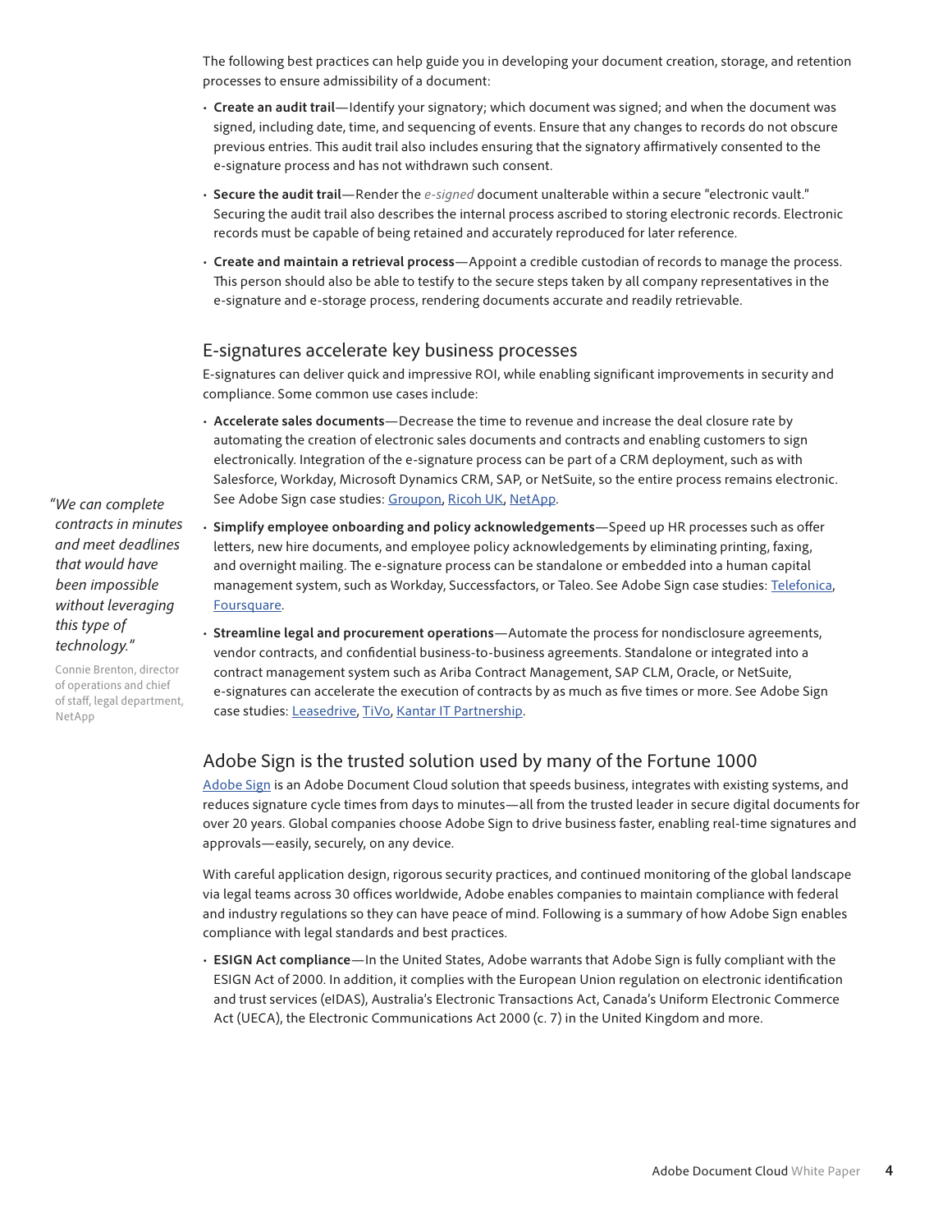The following best practices can help guide you in developing your document creation, storage, and retention processes to ensure admissibility of a document:

- **Create an audit trail**—Identify your signatory; which document was signed; and when the document was signed, including date, time, and sequencing of events. Ensure that any changes to records do not obscure previous entries. This audit trail also includes ensuring that the signatory affirmatively consented to the e-signature process and has not withdrawn such consent.
- **Secure the audit trail**—Render the *e-signed* document unalterable within a secure "electronic vault." Securing the audit trail also describes the internal process ascribed to storing electronic records. Electronic records must be capable of being retained and accurately reproduced for later reference.
- **Create and maintain a retrieval process**—Appoint a credible custodian of records to manage the process. This person should also be able to testify to the secure steps taken by all company representatives in the e-signature and e-storage process, rendering documents accurate and readily retrievable.

## E-signatures accelerate key business processes

E-signatures can deliver quick and impressive ROI, while enabling significant improvements in security and compliance. Some common use cases include:

- **Accelerate sales documents**—Decrease the time to revenue and increase the deal closure rate by automating the creation of electronic sales documents and contracts and enabling customers to sign electronically. Integration of the e-signature process can be part of a CRM deployment, such as with Salesforce, Workday, Microsoft Dynamics CRM, SAP, or NetSuite, so the entire process remains electronic. See Adobe Sign case studies: Groupon, Ricoh UK, NetApp.
- **Simplify employee onboarding and policy acknowledgements**—Speed up HR processes such as offer letters, new hire documents, and employee policy acknowledgements by eliminating printing, faxing, and overnight mailing. The e-signature process can be standalone or embedded into a human capital management system, such as Workday, Successfactors, or Taleo. See Adobe Sign case studies: Telefonica, Foursquare.
- **Streamline legal and procurement operations**—Automate the process for nondisclosure agreements, vendor contracts, and confidential business-to-business agreements. Standalone or integrated into a contract management system such as Ariba Contract Management, SAP CLM, Oracle, or NetSuite, e-signatures can accelerate the execution of contracts by as much as five times or more. See Adobe Sign case studies: Leasedrive, TiVo, Kantar IT Partnership.

*"We can complete contracts in minutes and meet deadlines that would have been impossible without leveraging this type of technology."*

Connie Brenton, director of operations and chief of staff, legal department, NetApp

## Adobe Sign is the trusted solution used by many of the Fortune 1000

Adobe Sign is an Adobe Document Cloud solution that speeds business, integrates with existing systems, and reduces signature cycle times from days to minutes—all from the trusted leader in secure digital documents for over 20 years. Global companies choose Adobe Sign to drive business faster, enabling real-time signatures and approvals—easily, securely, on any device.

With careful application design, rigorous security practices, and continued monitoring of the global landscape via legal teams across 30 offices worldwide, Adobe enables companies to maintain compliance with federal and industry regulations so they can have peace of mind. Following is a summary of how Adobe Sign enables compliance with legal standards and best practices.

- **ESIGN Act compliance**—In the United States, Adobe warrants that Adobe Sign is fully compliant with the ESIGN Act of 2000. In addition, it complies with the European Union regulation on electronic identification and trust services (eIDAS), Australia's Electronic Transactions Act, Canada's Uniform Electronic Commerce Act (UECA), the Electronic Communications Act 2000 (c. 7) in the United Kingdom and more.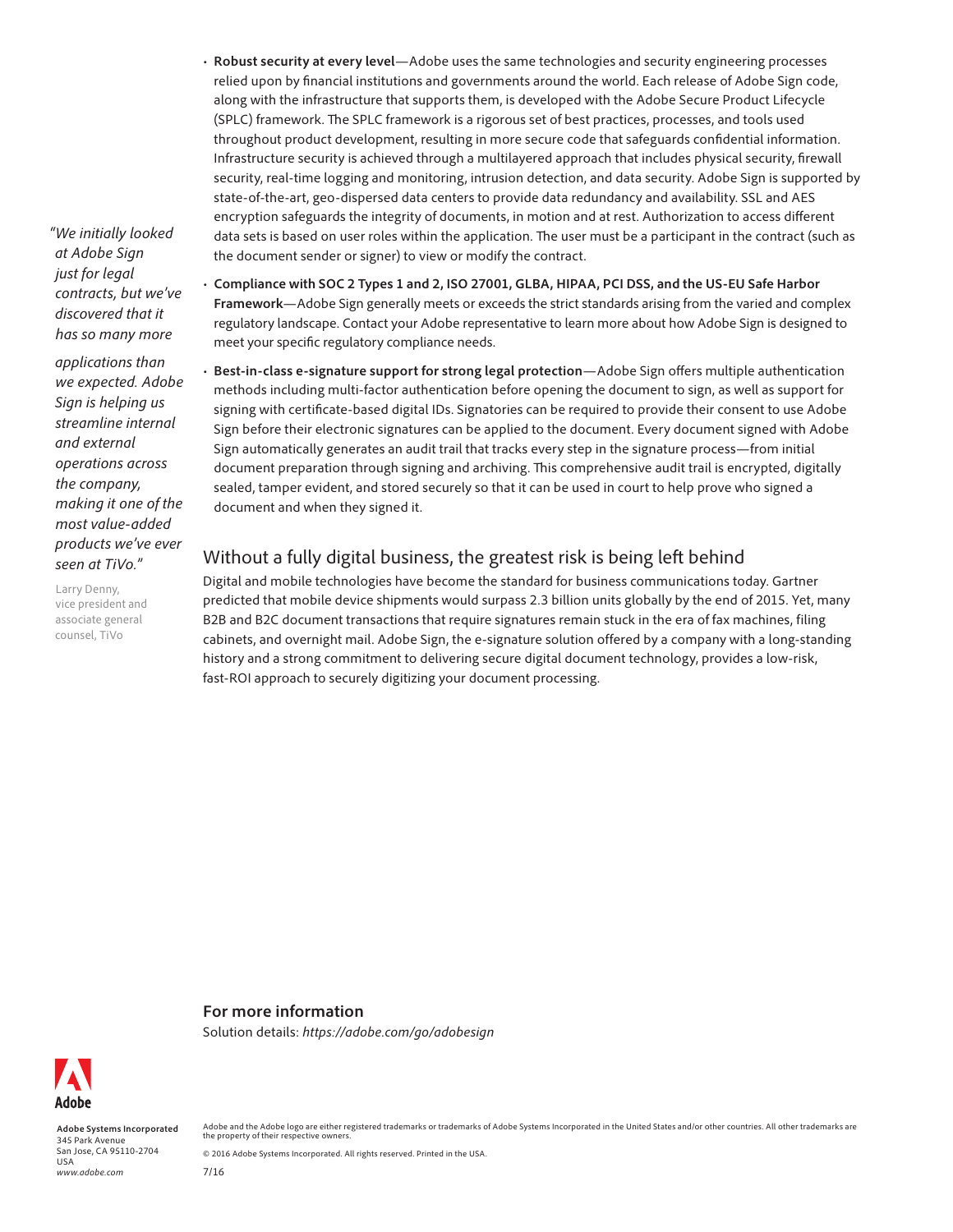- **Robust security at every level**—Adobe uses the same technologies and security engineering processes relied upon by financial institutions and governments around the world. Each release of Adobe Sign code, along with the infrastructure that supports them, is developed with the Adobe Secure Product Lifecycle (SPLC) framework. The SPLC framework is a rigorous set of best practices, processes, and tools used throughout product development, resulting in more secure code that safeguards confidential information. Infrastructure security is achieved through a multilayered approach that includes physical security, firewall security, real-time logging and monitoring, intrusion detection, and data security. Adobe Sign is supported by state-of-the-art, geo-dispersed data centers to provide data redundancy and availability. SSL and AES encryption safeguards the integrity of documents, in motion and at rest. Authorization to access different data sets is based on user roles within the application. The user must be a participant in the contract (such as the document sender or signer) to view or modify the contract.
- **Compliance with SOC 2 Types 1 and 2, ISO 27001, GLBA, HIPAA, PCI DSS, and the US-EU Safe Harbor Framework**—Adobe Sign generally meets or exceeds the strict standards arising from the varied and complex regulatory landscape. Contact your Adobe representative to learn more about how Adobe Sign is designed to meet your specific regulatory compliance needs.
- **Best-in-class e-signature support for strong legal protection**—Adobe Sign offers multiple authentication methods including multi-factor authentication before opening the document to sign, as well as support for signing with certificate-based digital IDs. Signatories can be required to provide their consent to use Adobe Sign before their electronic signatures can be applied to the document. Every document signed with Adobe Sign automatically generates an audit trail that tracks every step in the signature process—from initial document preparation through signing and archiving. This comprehensive audit trail is encrypted, digitally sealed, tamper evident, and stored securely so that it can be used in court to help prove who signed a document and when they signed it.

*"We initially looked at Adobe Sign just for legal contracts, but we've discovered that it has so many more applications than we expected. Adobe Sign is helping us streamline internal and external operations across the company, making it one of the most value-added products we've ever seen at TiVo."*

Larry Denny, vice president and associate general counsel, TiVo

## Without a fully digital business, the greatest risk is being left behind

Digital and mobile technologies have become the standard for business communications today. Gartner predicted that mobile device shipments would surpass 2.3 billion units globally by the end of 2015. Yet, many B2B and B2C document transactions that require signatures remain stuck in the era of fax machines, filing cabinets, and overnight mail. Adobe Sign, the e-signature solution offered by a company with a long-standing history and a strong commitment to delivering secure digital document technology, provides a low-risk, fast-ROI approach to securely digitizing your document processing.

### For more information

Solution details: *https://adobe.com/go/adobesign*

**Adobe Systems Incorporated**
345 Park Avenue
San Jose, CA 95110-2704
USA
*www.adobe.com*

Adobe and the Adobe logo are either registered trademarks or trademarks of Adobe Systems Incorporated in the United States and/or other countries. All other trademarks are the property of their respective owners.

© 2016 Adobe Systems Incorporated. All rights reserved. Printed in the USA.

7/16